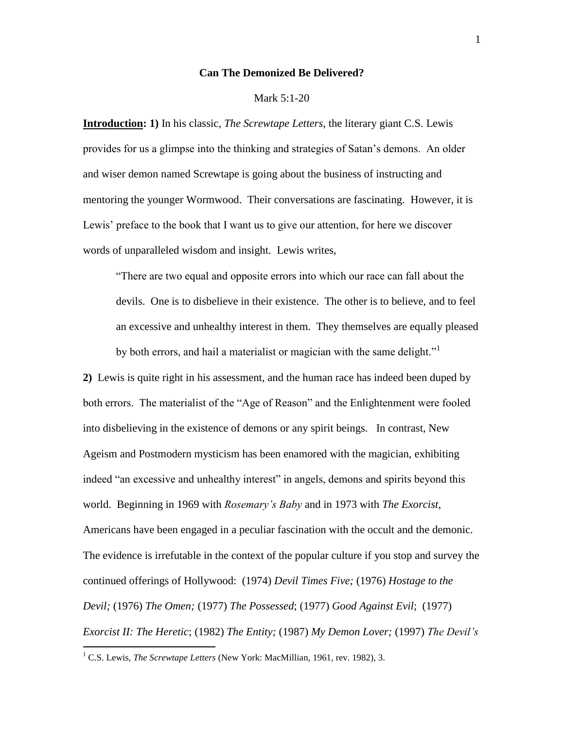# Can The Demonized Be Delivered?

Mark 5:1-20

**Introduction: 1)** In his classic, *The Screwtape Letters*, the literary giant C.S. Lewis provides for us a glimpse into the thinking and strategies of Satan's demons. An older and wiser demon named Screwtape is going about the business of instructing and mentoring the younger Wormwood. Their conversations are fascinating. However, it is Lewis' preface to the book that I want us to give our attention, for here we discover words of unparalleled wisdom and insight. Lewis writes,

> "There are two equal and opposite errors into which our race can fall about the devils. One is to disbelieve in their existence. The other is to believe, and to feel an excessive and unhealthy interest in them. They themselves are equally pleased by both errors, and hail a materialist or magician with the same delight."[1]

**2)** Lewis is quite right in his assessment, and the human race has indeed been duped by both errors. The materialist of the "Age of Reason" and the Enlightenment were fooled into disbelieving in the existence of demons or any spirit beings. In contrast, New Ageism and Postmodern mysticism has been enamored with the magician, exhibiting indeed "an excessive and unhealthy interest" in angels, demons and spirits beyond this world. Beginning in 1969 with *Rosemary's Baby* and in 1973 with *The Exorcist*, Americans have been engaged in a peculiar fascination with the occult and the demonic. The evidence is irrefutable in the context of the popular culture if you stop and survey the continued offerings of Hollywood: (1974) *Devil Times Five;* (1976) *Hostage to the Devil;* (1976) *The Omen;* (1977) *The Possessed*; (1977) *Good Against Evil*; (1977) *Exorcist II: The Heretic*; (1982) *The Entity;* (1987) *My Demon Lover;* (1997) *The Devil's*

---

[1] C.S. Lewis, *The Screwtape Letters* (New York: MacMillian, 1961, rev. 1982), 3.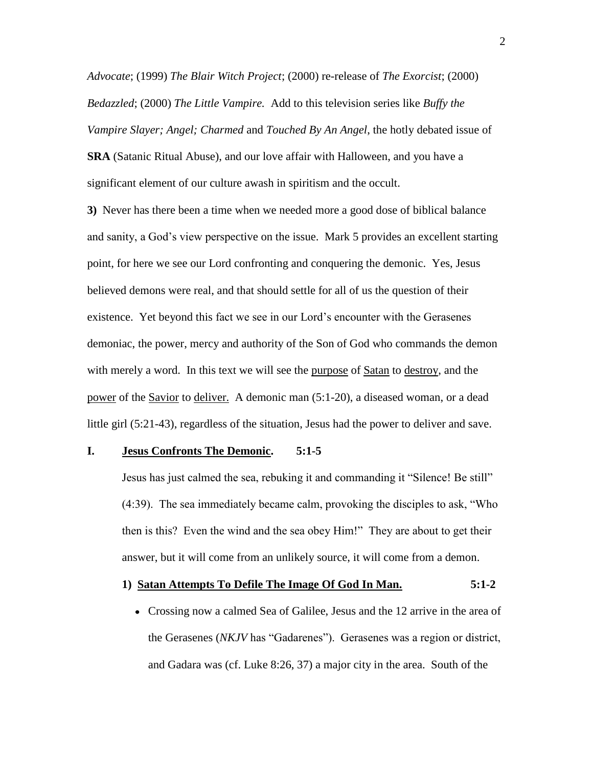*Advocate*; (1999) *The Blair Witch Project*; (2000) re-release of *The Exorcist*; (2000) *Bedazzled*; (2000) *The Little Vampire.* Add to this television series like *Buffy the Vampire Slayer; Angel; Charmed* and *Touched By An Angel*, the hotly debated issue of **SRA** (Satanic Ritual Abuse), and our love affair with Halloween, and you have a significant element of our culture awash in spiritism and the occult.

**3)** Never has there been a time when we needed more a good dose of biblical balance and sanity, a God's view perspective on the issue. Mark 5 provides an excellent starting point, for here we see our Lord confronting and conquering the demonic. Yes, Jesus believed demons were real, and that should settle for all of us the question of their existence. Yet beyond this fact we see in our Lord's encounter with the Gerasenes demoniac, the power, mercy and authority of the Son of God who commands the demon with merely a word. In this text we will see the <u>purpose</u> of <u>Satan</u> to <u>destroy</u>, and the <u>power</u> of the <u>Savior</u> to <u>deliver.</u> A demonic man (5:1-20), a diseased woman, or a dead little girl (5:21-43), regardless of the situation, Jesus had the power to deliver and save.

## I. <u>Jesus Confronts The Demonic</u>. 5:1-5

Jesus has just calmed the sea, rebuking it and commanding it "Silence! Be still" (4:39). The sea immediately became calm, provoking the disciples to ask, "Who then is this? Even the wind and the sea obey Him!" They are about to get their answer, but it will come from an unlikely source, it will come from a demon.

### 1) <u>Satan Attempts To Defile The Image Of God In Man.</u> 5:1-2

- Crossing now a calmed Sea of Galilee, Jesus and the 12 arrive in the area of the Gerasenes (*NKJV* has "Gadarenes"). Gerasenes was a region or district, and Gadara was (cf. Luke 8:26, 37) a major city in the area. South of the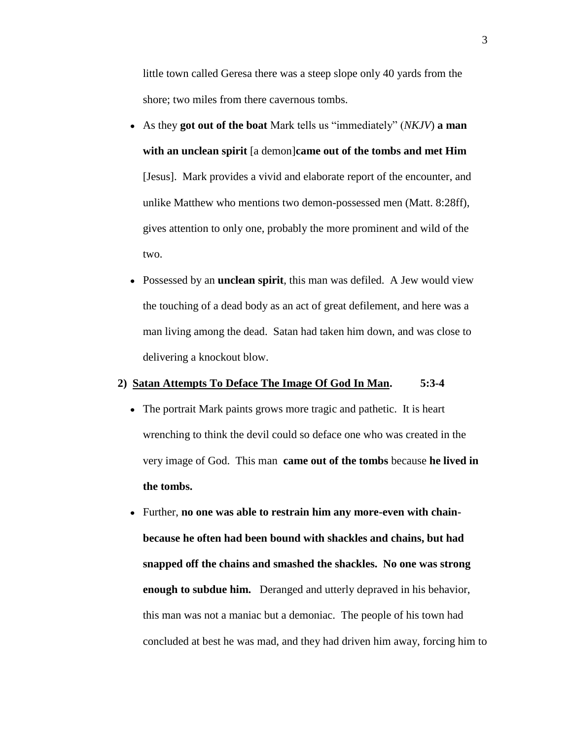little town called Geresa there was a steep slope only 40 yards from the shore; two miles from there cavernous tombs.

- As they **got out of the boat** Mark tells us "immediately" (*NKJV*) **a man with an unclean spirit** [a demon]**came out of the tombs and met Him** [Jesus]. Mark provides a vivid and elaborate report of the encounter, and unlike Matthew who mentions two demon-possessed men (Matt. 8:28ff), gives attention to only one, probably the more prominent and wild of the two.
- Possessed by an **unclean spirit**, this man was defiled. A Jew would view the touching of a dead body as an act of great defilement, and here was a man living among the dead. Satan had taken him down, and was close to delivering a knockout blow.

**2) <u>Satan Attempts To Deface The Image Of God In Man</u>. 5:3-4**

- The portrait Mark paints grows more tragic and pathetic. It is heart wrenching to think the devil could so deface one who was created in the very image of God. This man **came out of the tombs** because **he lived in the tombs.**
- Further, **no one was able to restrain him any more-even with chain-because he often had been bound with shackles and chains, but had snapped off the chains and smashed the shackles. No one was strong enough to subdue him.** Deranged and utterly depraved in his behavior, this man was not a maniac but a demoniac. The people of his town had concluded at best he was mad, and they had driven him away, forcing him to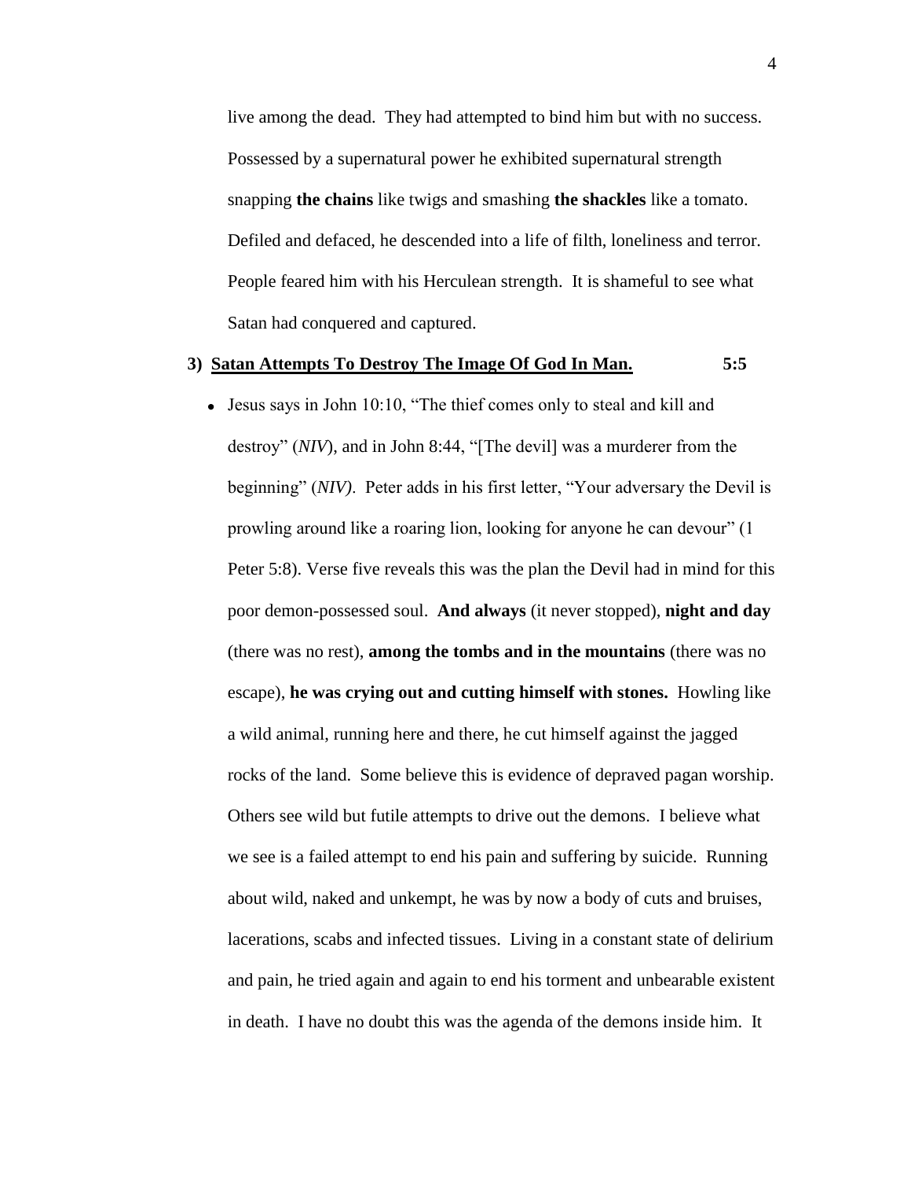live among the dead. They had attempted to bind him but with no success. Possessed by a supernatural power he exhibited supernatural strength snapping **the chains** like twigs and smashing **the shackles** like a tomato. Defiled and defaced, he descended into a life of filth, loneliness and terror. People feared him with his Herculean strength. It is shameful to see what Satan had conquered and captured.

**3) <u>Satan Attempts To Destroy The Image Of God In Man.</u>** **5:5**

- Jesus says in John 10:10, "The thief comes only to steal and kill and destroy" (*NIV*), and in John 8:44, "[The devil] was a murderer from the beginning" (*NIV)*. Peter adds in his first letter, "Your adversary the Devil is prowling around like a roaring lion, looking for anyone he can devour" (1 Peter 5:8). Verse five reveals this was the plan the Devil had in mind for this poor demon-possessed soul. **And always** (it never stopped), **night and day** (there was no rest), **among the tombs and in the mountains** (there was no escape), **he was crying out and cutting himself with stones.** Howling like a wild animal, running here and there, he cut himself against the jagged rocks of the land. Some believe this is evidence of depraved pagan worship. Others see wild but futile attempts to drive out the demons. I believe what we see is a failed attempt to end his pain and suffering by suicide. Running about wild, naked and unkempt, he was by now a body of cuts and bruises, lacerations, scabs and infected tissues. Living in a constant state of delirium and pain, he tried again and again to end his torment and unbearable existent in death. I have no doubt this was the agenda of the demons inside him. It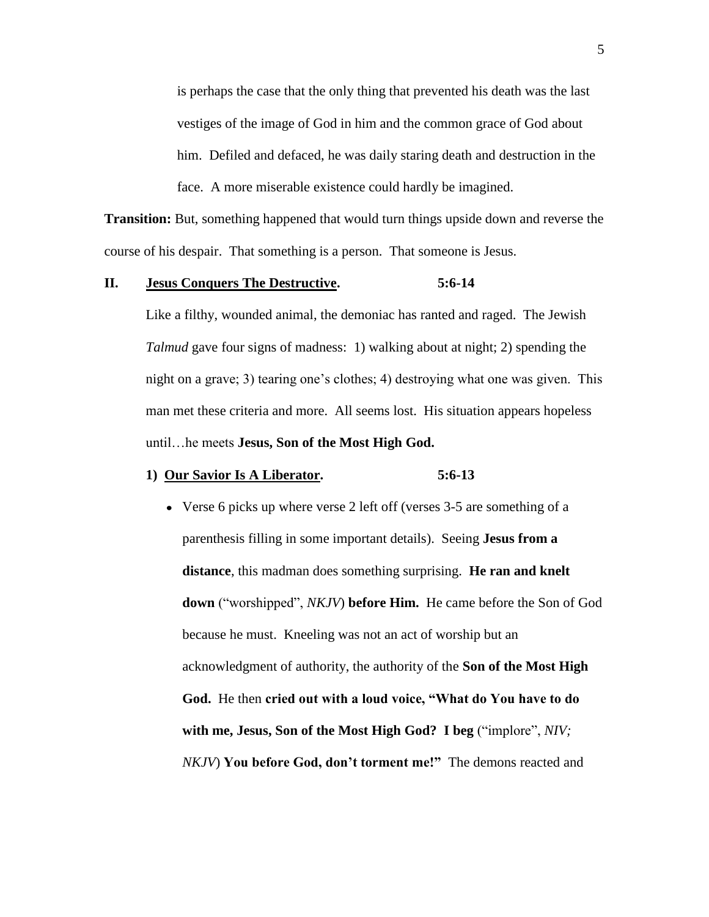is perhaps the case that the only thing that prevented his death was the last vestiges of the image of God in him and the common grace of God about him. Defiled and defaced, he was daily staring death and destruction in the face. A more miserable existence could hardly be imagined.

**Transition:** But, something happened that would turn things upside down and reverse the course of his despair. That something is a person. That someone is Jesus.

## II. <u>Jesus Conquers The Destructive</u>. 5:6-14

Like a filthy, wounded animal, the demoniac has ranted and raged. The Jewish *Talmud* gave four signs of madness: 1) walking about at night; 2) spending the night on a grave; 3) tearing one's clothes; 4) destroying what one was given. This man met these criteria and more. All seems lost. His situation appears hopeless until…he meets **Jesus, Son of the Most High God.**

### 1) <u>Our Savior Is A Liberator</u>. 5:6-13

- Verse 6 picks up where verse 2 left off (verses 3-5 are something of a parenthesis filling in some important details). Seeing **Jesus from a distance**, this madman does something surprising. **He ran and knelt down** ("worshipped", *NKJV*) **before Him.** He came before the Son of God because he must. Kneeling was not an act of worship but an acknowledgment of authority, the authority of the **Son of the Most High God.** He then **cried out with a loud voice, "What do You have to do with me, Jesus, Son of the Most High God? I beg** ("implore", *NIV; NKJV*) **You before God, don't torment me!"** The demons reacted and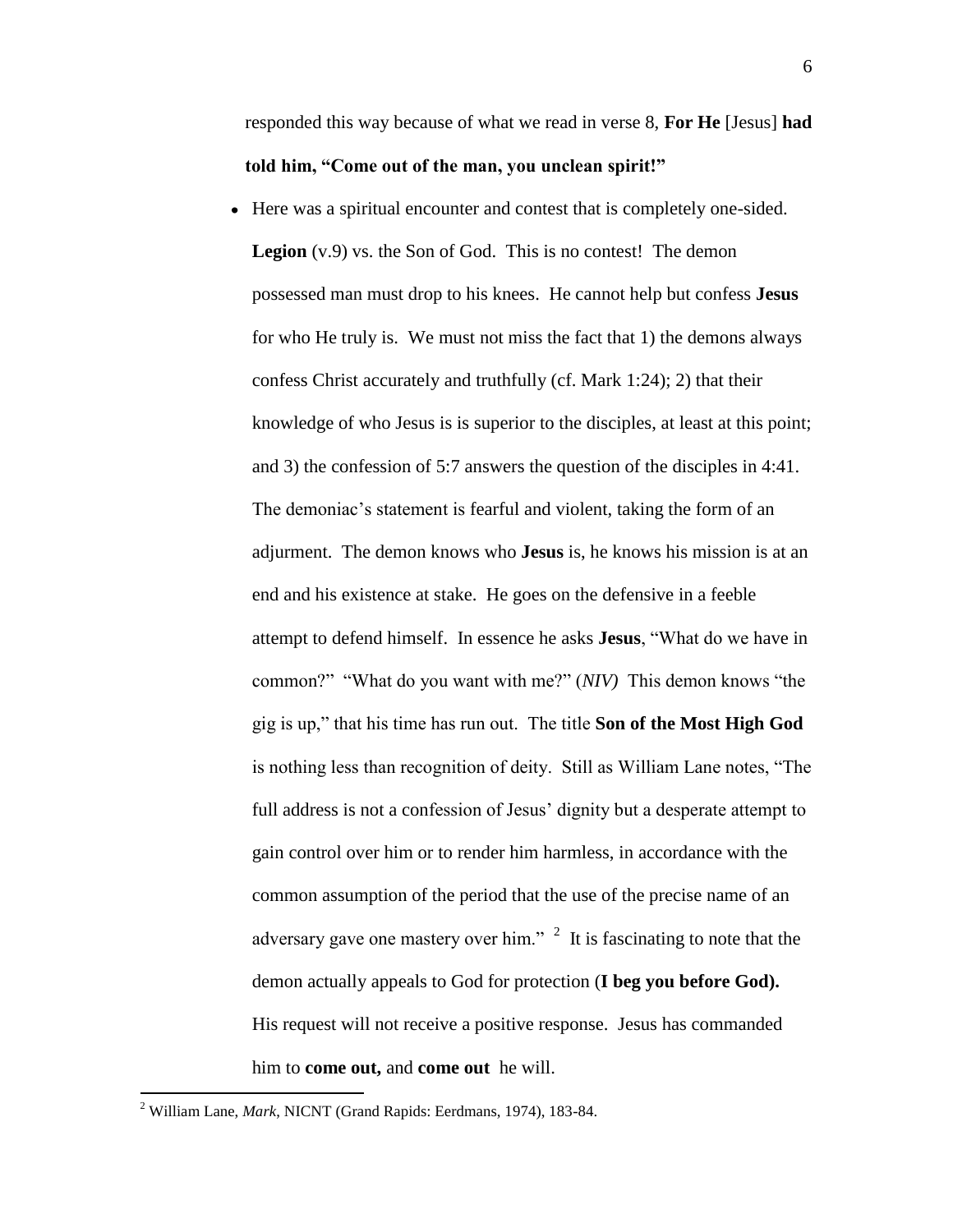responded this way because of what we read in verse 8, **For He** [Jesus] **had told him, "Come out of the man, you unclean spirit!"**

- Here was a spiritual encounter and contest that is completely one-sided. **Legion** (v.9) vs. the Son of God. This is no contest! The demon possessed man must drop to his knees. He cannot help but confess **Jesus** for who He truly is. We must not miss the fact that 1) the demons always confess Christ accurately and truthfully (cf. Mark 1:24); 2) that their knowledge of who Jesus is is superior to the disciples, at least at this point; and 3) the confession of 5:7 answers the question of the disciples in 4:41. The demoniac's statement is fearful and violent, taking the form of an adjurment. The demon knows who **Jesus** is, he knows his mission is at an end and his existence at stake. He goes on the defensive in a feeble attempt to defend himself. In essence he asks **Jesus**, "What do we have in common?" "What do you want with me?" (*NIV)* This demon knows "the gig is up," that his time has run out. The title **Son of the Most High God** is nothing less than recognition of deity. Still as William Lane notes, "The full address is not a confession of Jesus' dignity but a desperate attempt to gain control over him or to render him harmless, in accordance with the common assumption of the period that the use of the precise name of an adversary gave one mastery over him." [2] It is fascinating to note that the demon actually appeals to God for protection (**I beg you before God).** His request will not receive a positive response. Jesus has commanded him to **come out,** and **come out** he will.

[2] William Lane, *Mark*, NICNT (Grand Rapids: Eerdmans, 1974), 183-84.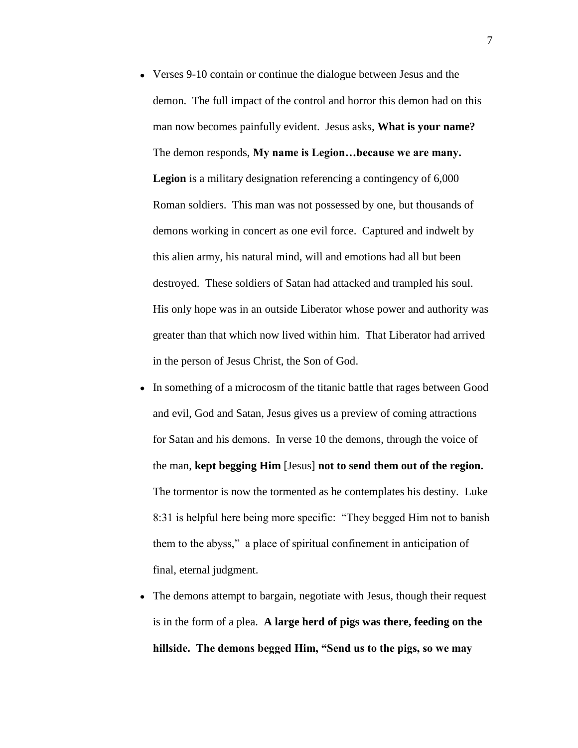- Verses 9-10 contain or continue the dialogue between Jesus and the demon. The full impact of the control and horror this demon had on this man now becomes painfully evident. Jesus asks, **What is your name?** The demon responds, **My name is Legion…because we are many. Legion** is a military designation referencing a contingency of 6,000 Roman soldiers. This man was not possessed by one, but thousands of demons working in concert as one evil force. Captured and indwelt by this alien army, his natural mind, will and emotions had all but been destroyed. These soldiers of Satan had attacked and trampled his soul. His only hope was in an outside Liberator whose power and authority was greater than that which now lived within him. That Liberator had arrived in the person of Jesus Christ, the Son of God.
- In something of a microcosm of the titanic battle that rages between Good and evil, God and Satan, Jesus gives us a preview of coming attractions for Satan and his demons. In verse 10 the demons, through the voice of the man, **kept begging Him** [Jesus] **not to send them out of the region.** The tormentor is now the tormented as he contemplates his destiny. Luke 8:31 is helpful here being more specific: "They begged Him not to banish them to the abyss," a place of spiritual confinement in anticipation of final, eternal judgment.
- The demons attempt to bargain, negotiate with Jesus, though their request is in the form of a plea. **A large herd of pigs was there, feeding on the hillside. The demons begged Him, "Send us to the pigs, so we may**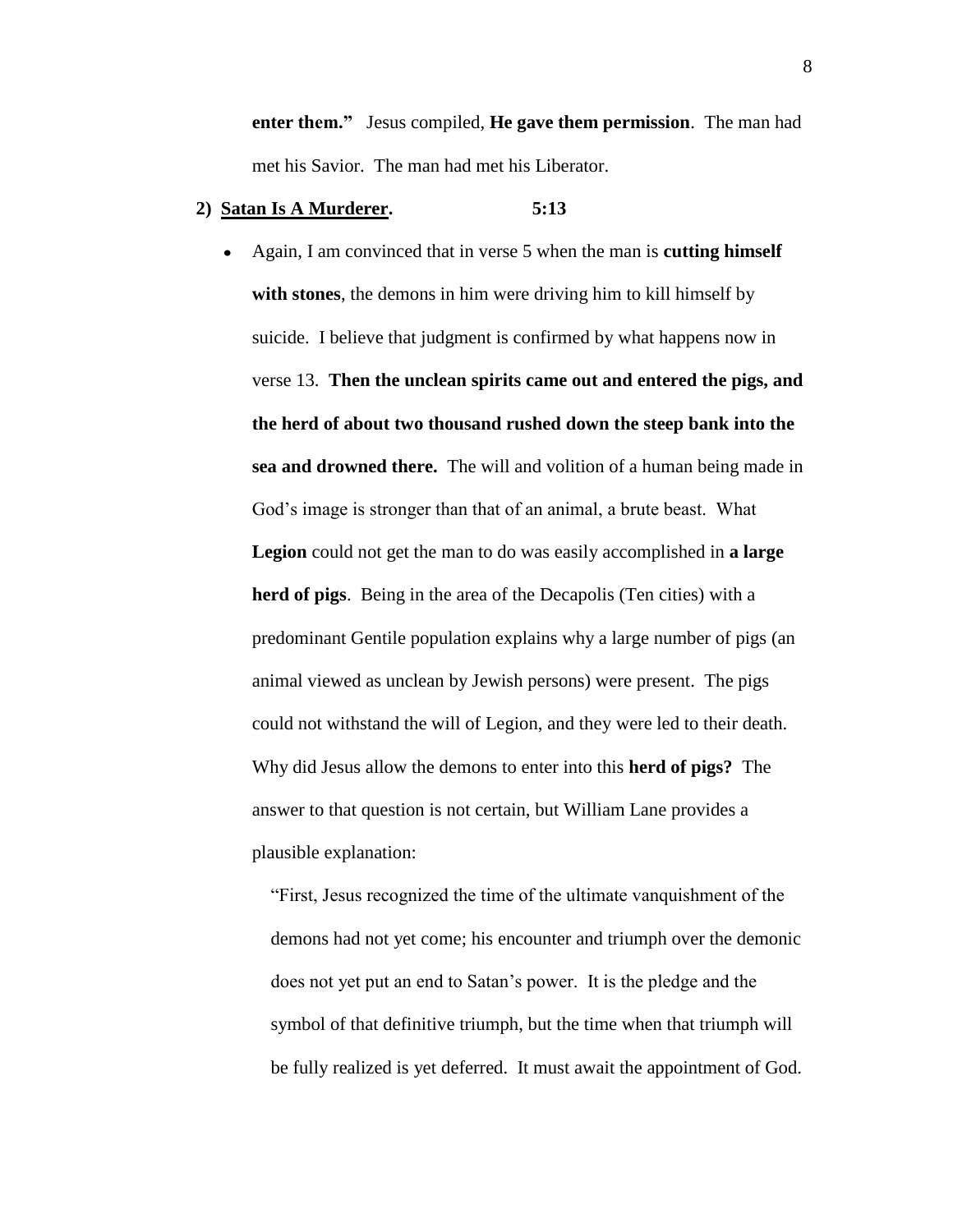**enter them."** Jesus compiled, **He gave them permission**. The man had met his Savior. The man had met his Liberator.

**2) <u>Satan Is A Murderer</u>. 5:13**

- Again, I am convinced that in verse 5 when the man is **cutting himself with stones**, the demons in him were driving him to kill himself by suicide. I believe that judgment is confirmed by what happens now in verse 13. **Then the unclean spirits came out and entered the pigs, and the herd of about two thousand rushed down the steep bank into the sea and drowned there.** The will and volition of a human being made in God's image is stronger than that of an animal, a brute beast. What **Legion** could not get the man to do was easily accomplished in **a large herd of pigs**. Being in the area of the Decapolis (Ten cities) with a predominant Gentile population explains why a large number of pigs (an animal viewed as unclean by Jewish persons) were present. The pigs could not withstand the will of Legion, and they were led to their death. Why did Jesus allow the demons to enter into this **herd of pigs?** The answer to that question is not certain, but William Lane provides a plausible explanation:

  > "First, Jesus recognized the time of the ultimate vanquishment of the demons had not yet come; his encounter and triumph over the demonic does not yet put an end to Satan's power. It is the pledge and the symbol of that definitive triumph, but the time when that triumph will be fully realized is yet deferred. It must await the appointment of God.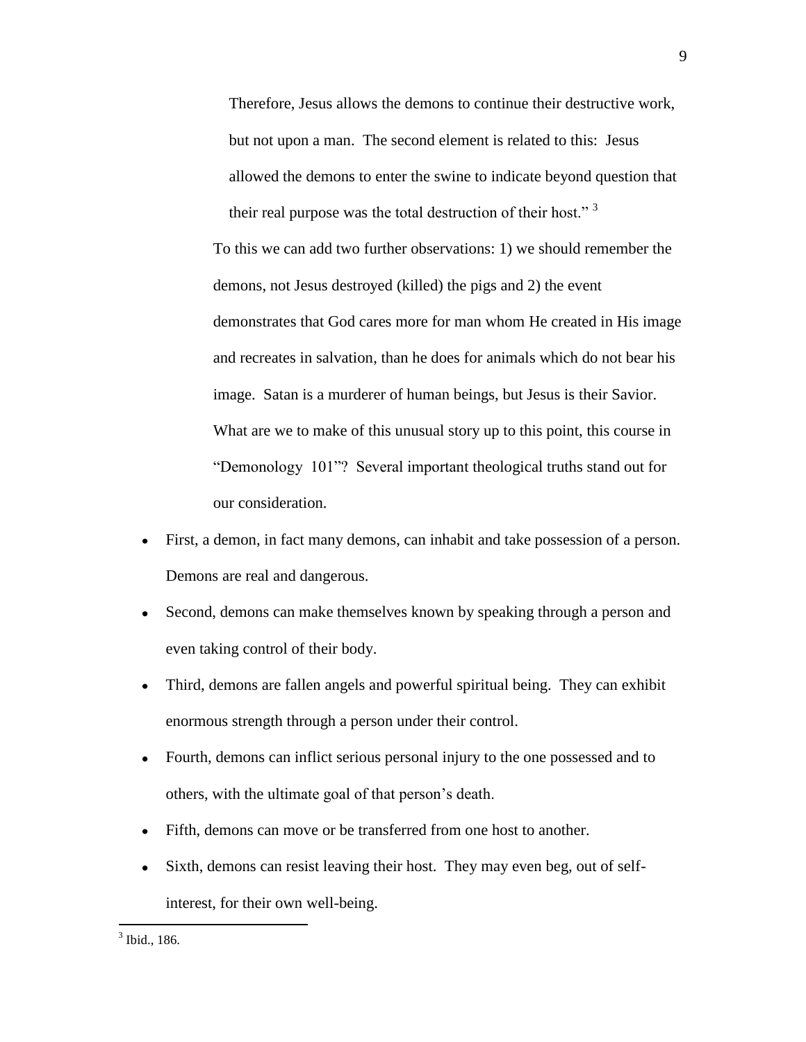> Therefore, Jesus allows the demons to continue their destructive work, but not upon a man. The second element is related to this: Jesus allowed the demons to enter the swine to indicate beyond question that their real purpose was the total destruction of their host." [3]

To this we can add two further observations: 1) we should remember the demons, not Jesus destroyed (killed) the pigs and 2) the event demonstrates that God cares more for man whom He created in His image and recreates in salvation, than he does for animals which do not bear his image. Satan is a murderer of human beings, but Jesus is their Savior. What are we to make of this unusual story up to this point, this course in "Demonology 101"? Several important theological truths stand out for our consideration.

- First, a demon, in fact many demons, can inhabit and take possession of a person. Demons are real and dangerous.
- Second, demons can make themselves known by speaking through a person and even taking control of their body.
- Third, demons are fallen angels and powerful spiritual being. They can exhibit enormous strength through a person under their control.
- Fourth, demons can inflict serious personal injury to the one possessed and to others, with the ultimate goal of that person's death.
- Fifth, demons can move or be transferred from one host to another.
- Sixth, demons can resist leaving their host. They may even beg, out of self-interest, for their own well-being.

---

[3] Ibid., 186.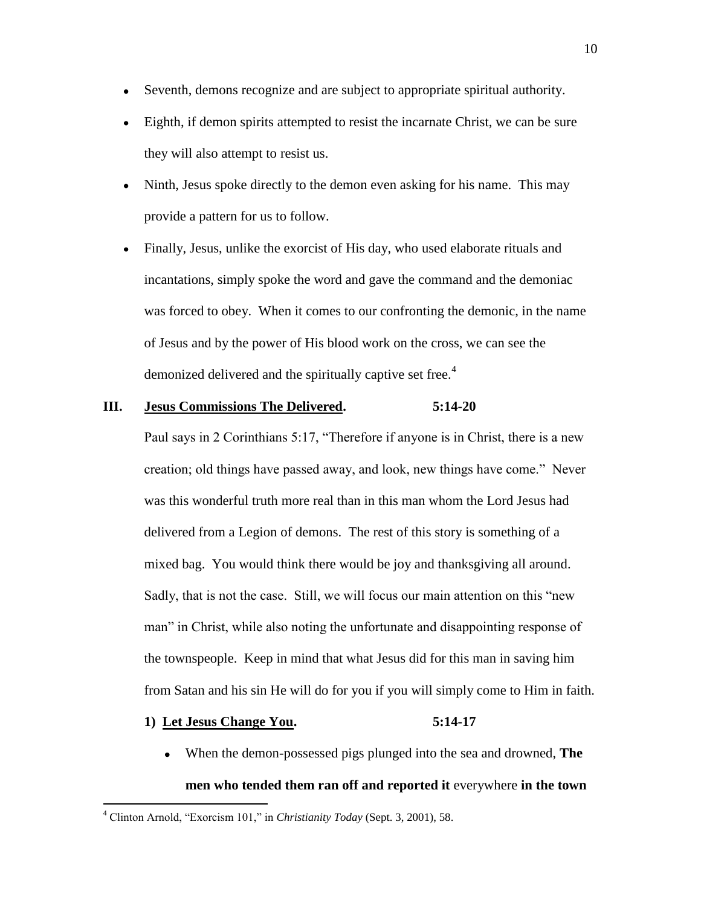- Seventh, demons recognize and are subject to appropriate spiritual authority.
- Eighth, if demon spirits attempted to resist the incarnate Christ, we can be sure they will also attempt to resist us.
- Ninth, Jesus spoke directly to the demon even asking for his name. This may provide a pattern for us to follow.
- Finally, Jesus, unlike the exorcist of His day, who used elaborate rituals and incantations, simply spoke the word and gave the command and the demoniac was forced to obey. When it comes to our confronting the demonic, in the name of Jesus and by the power of His blood work on the cross, we can see the demonized delivered and the spiritually captive set free.[4]

## III. <u>Jesus Commissions The Delivered</u>. 5:14-20

Paul says in 2 Corinthians 5:17, "Therefore if anyone is in Christ, there is a new creation; old things have passed away, and look, new things have come." Never was this wonderful truth more real than in this man whom the Lord Jesus had delivered from a Legion of demons. The rest of this story is something of a mixed bag. You would think there would be joy and thanksgiving all around. Sadly, that is not the case. Still, we will focus our main attention on this "new man" in Christ, while also noting the unfortunate and disappointing response of the townspeople. Keep in mind that what Jesus did for this man in saving him from Satan and his sin He will do for you if you will simply come to Him in faith.

### 1) <u>Let Jesus Change You</u>. 5:14-17

- When the demon-possessed pigs plunged into the sea and drowned, **The men who tended them ran off and reported it** everywhere **in the town**

---

[4] Clinton Arnold, "Exorcism 101," in *Christianity Today* (Sept. 3, 2001), 58.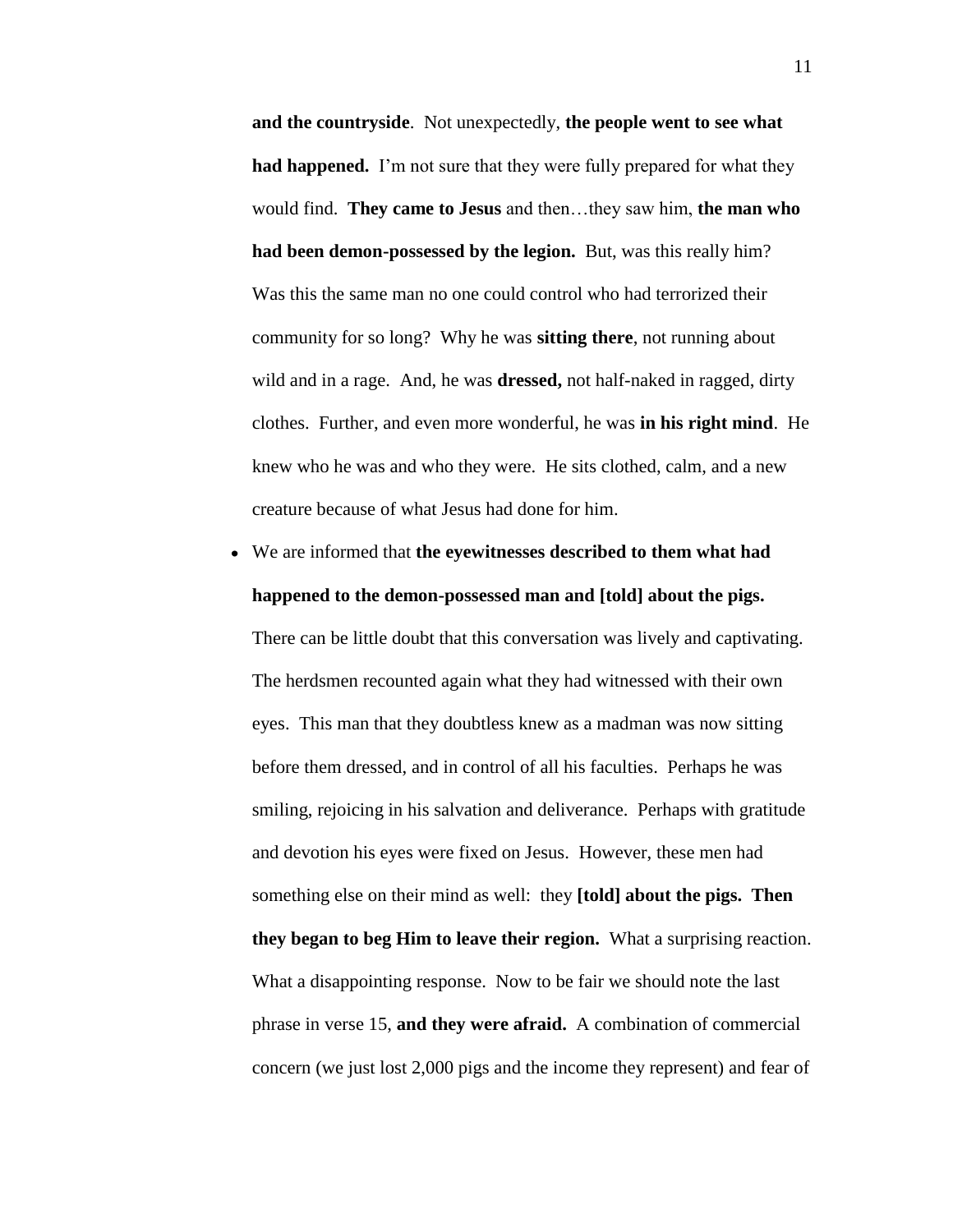**and the countryside**. Not unexpectedly, **the people went to see what had happened.** I'm not sure that they were fully prepared for what they would find. **They came to Jesus** and then…they saw him, **the man who had been demon-possessed by the legion.** But, was this really him? Was this the same man no one could control who had terrorized their community for so long? Why he was **sitting there**, not running about wild and in a rage. And, he was **dressed,** not half-naked in ragged, dirty clothes. Further, and even more wonderful, he was **in his right mind**. He knew who he was and who they were. He sits clothed, calm, and a new creature because of what Jesus had done for him.

- We are informed that **the eyewitnesses described to them what had happened to the demon-possessed man and [told] about the pigs.** There can be little doubt that this conversation was lively and captivating. The herdsmen recounted again what they had witnessed with their own eyes. This man that they doubtless knew as a madman was now sitting before them dressed, and in control of all his faculties. Perhaps he was smiling, rejoicing in his salvation and deliverance. Perhaps with gratitude and devotion his eyes were fixed on Jesus. However, these men had something else on their mind as well: they **[told] about the pigs. Then they began to beg Him to leave their region.** What a surprising reaction. What a disappointing response. Now to be fair we should note the last phrase in verse 15, **and they were afraid.** A combination of commercial concern (we just lost 2,000 pigs and the income they represent) and fear of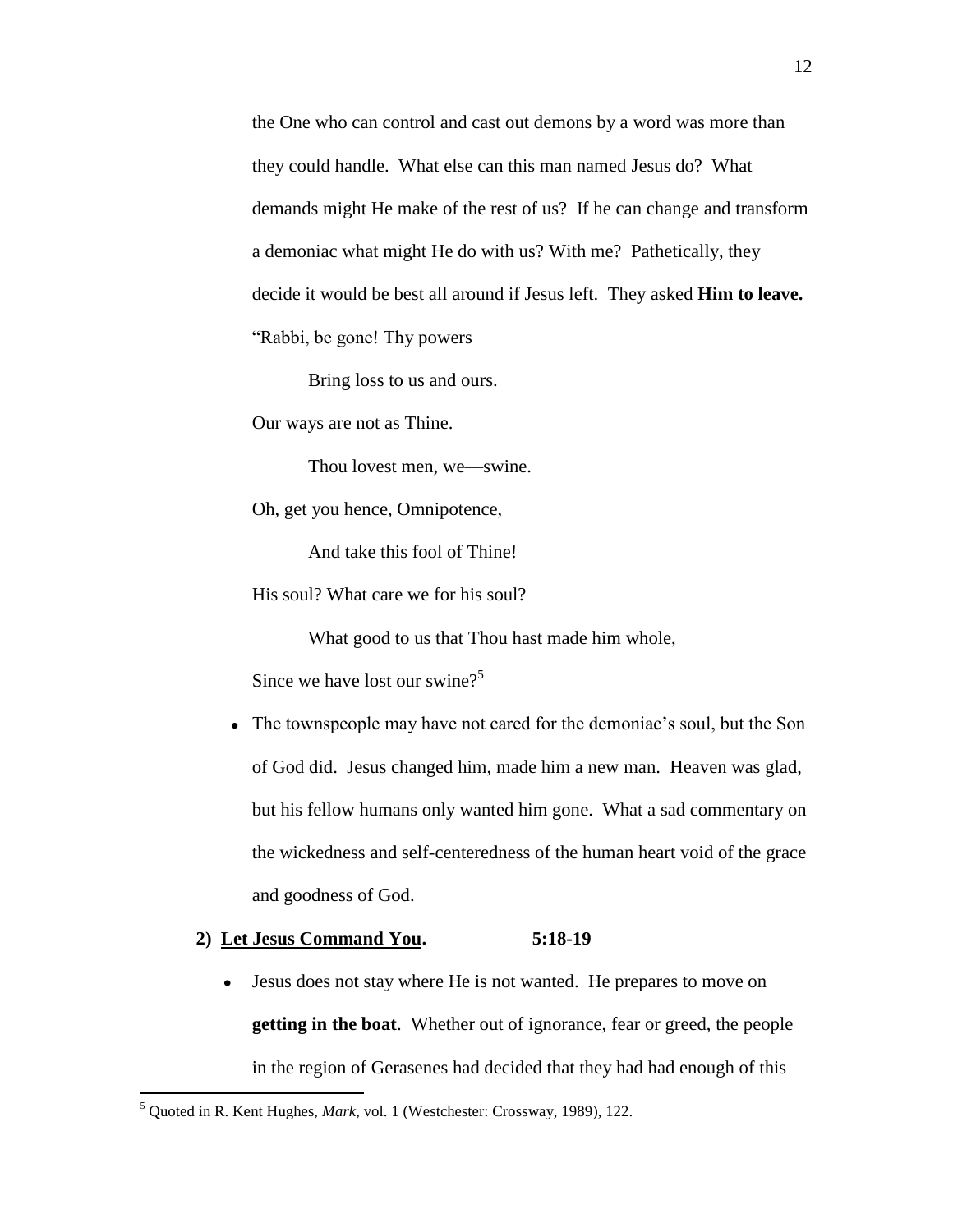the One who can control and cast out demons by a word was more than they could handle. What else can this man named Jesus do? What demands might He make of the rest of us? If he can change and transform a demoniac what might He do with us? With me? Pathetically, they decide it would be best all around if Jesus left. They asked **Him to leave.**

"Rabbi, be gone! Thy powers

  Bring loss to us and ours.

Our ways are not as Thine.

  Thou lovest men, we—swine.

Oh, get you hence, Omnipotence,

  And take this fool of Thine!

His soul? What care we for his soul?

  What good to us that Thou hast made him whole,

Since we have lost our swine?[5]

- The townspeople may have not cared for the demoniac's soul, but the Son of God did. Jesus changed him, made him a new man. Heaven was glad, but his fellow humans only wanted him gone. What a sad commentary on the wickedness and self-centeredness of the human heart void of the grace and goodness of God.

**2) Let Jesus Command You. 5:18-19**

- Jesus does not stay where He is not wanted. He prepares to move on **getting in the boat**. Whether out of ignorance, fear or greed, the people in the region of Gerasenes had decided that they had had enough of this

[5] Quoted in R. Kent Hughes, *Mark*, vol. 1 (Westchester: Crossway, 1989), 122.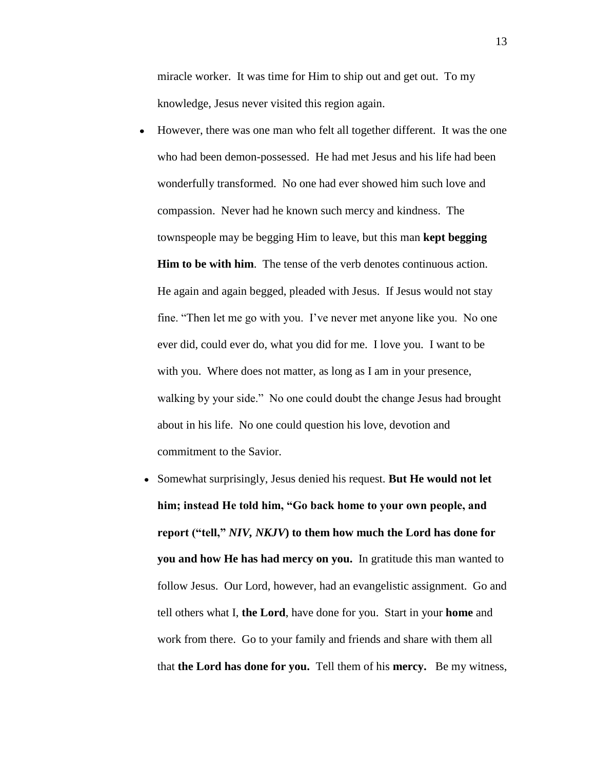miracle worker. It was time for Him to ship out and get out. To my knowledge, Jesus never visited this region again.

- However, there was one man who felt all together different. It was the one who had been demon-possessed. He had met Jesus and his life had been wonderfully transformed. No one had ever showed him such love and compassion. Never had he known such mercy and kindness. The townspeople may be begging Him to leave, but this man **kept begging Him to be with him**. The tense of the verb denotes continuous action. He again and again begged, pleaded with Jesus. If Jesus would not stay fine. "Then let me go with you. I've never met anyone like you. No one ever did, could ever do, what you did for me. I love you. I want to be with you. Where does not matter, as long as I am in your presence, walking by your side." No one could doubt the change Jesus had brought about in his life. No one could question his love, devotion and commitment to the Savior.
- Somewhat surprisingly, Jesus denied his request. **But He would not let him; instead He told him, "Go back home to your own people, and report ("tell,"** ***NIV, NKJV*****) to them how much the Lord has done for you and how He has had mercy on you.** In gratitude this man wanted to follow Jesus. Our Lord, however, had an evangelistic assignment. Go and tell others what I, **the Lord**, have done for you. Start in your **home** and work from there. Go to your family and friends and share with them all that **the Lord has done for you.** Tell them of his **mercy.** Be my witness,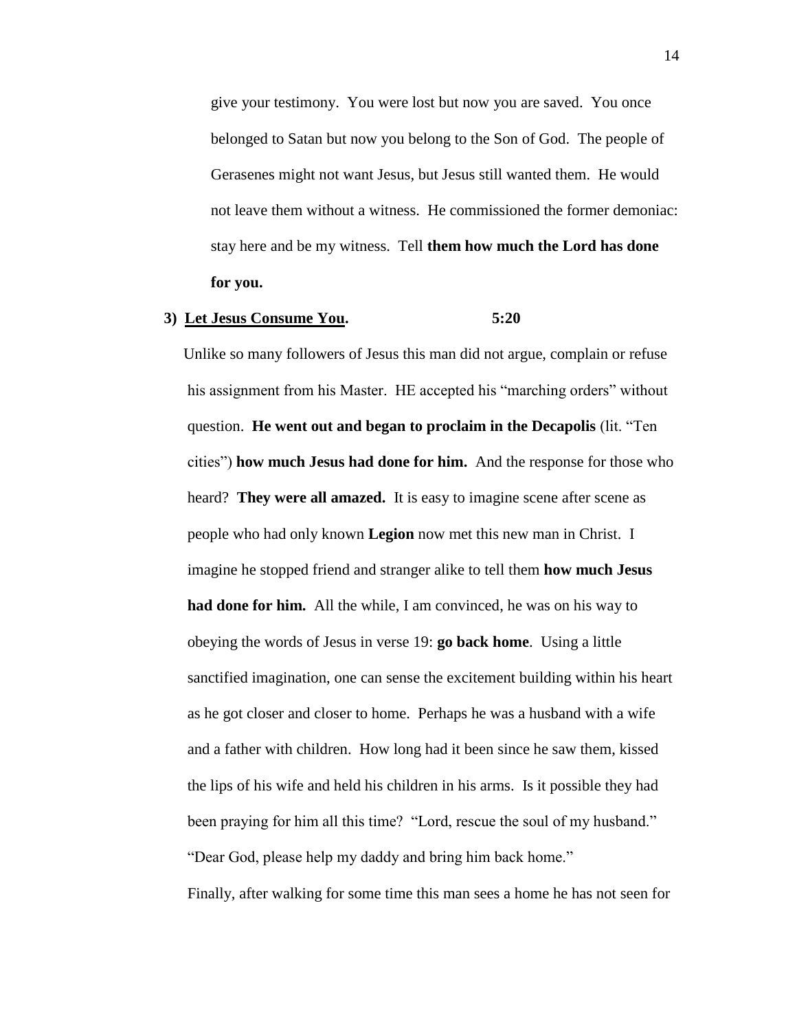give your testimony. You were lost but now you are saved. You once belonged to Satan but now you belong to the Son of God. The people of Gerasenes might not want Jesus, but Jesus still wanted them. He would not leave them without a witness. He commissioned the former demoniac: stay here and be my witness. Tell **them how much the Lord has done for you.**

**3) <u>Let Jesus Consume You</u>. 5:20**

Unlike so many followers of Jesus this man did not argue, complain or refuse his assignment from his Master. HE accepted his "marching orders" without question. **He went out and began to proclaim in the Decapolis** (lit. "Ten cities") **how much Jesus had done for him.** And the response for those who heard? **They were all amazed.** It is easy to imagine scene after scene as people who had only known **Legion** now met this new man in Christ. I imagine he stopped friend and stranger alike to tell them **how much Jesus had done for him.** All the while, I am convinced, he was on his way to obeying the words of Jesus in verse 19: **go back home**. Using a little sanctified imagination, one can sense the excitement building within his heart as he got closer and closer to home. Perhaps he was a husband with a wife and a father with children. How long had it been since he saw them, kissed the lips of his wife and held his children in his arms. Is it possible they had been praying for him all this time? "Lord, rescue the soul of my husband." "Dear God, please help my daddy and bring him back home."

Finally, after walking for some time this man sees a home he has not seen for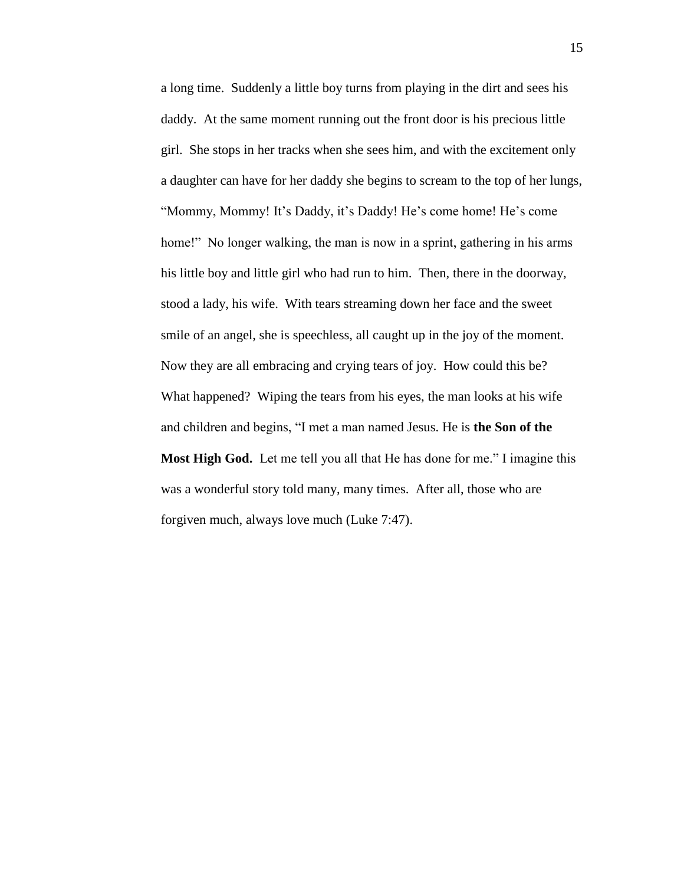a long time. Suddenly a little boy turns from playing in the dirt and sees his daddy. At the same moment running out the front door is his precious little girl. She stops in her tracks when she sees him, and with the excitement only a daughter can have for her daddy she begins to scream to the top of her lungs, “Mommy, Mommy! It’s Daddy, it’s Daddy! He’s come home! He’s come home!” No longer walking, the man is now in a sprint, gathering in his arms his little boy and little girl who had run to him. Then, there in the doorway, stood a lady, his wife. With tears streaming down her face and the sweet smile of an angel, she is speechless, all caught up in the joy of the moment. Now they are all embracing and crying tears of joy. How could this be? What happened? Wiping the tears from his eyes, the man looks at his wife and children and begins, “I met a man named Jesus. He is **the Son of the Most High God.** Let me tell you all that He has done for me.” I imagine this was a wonderful story told many, many times. After all, those who are forgiven much, always love much (Luke 7:47).